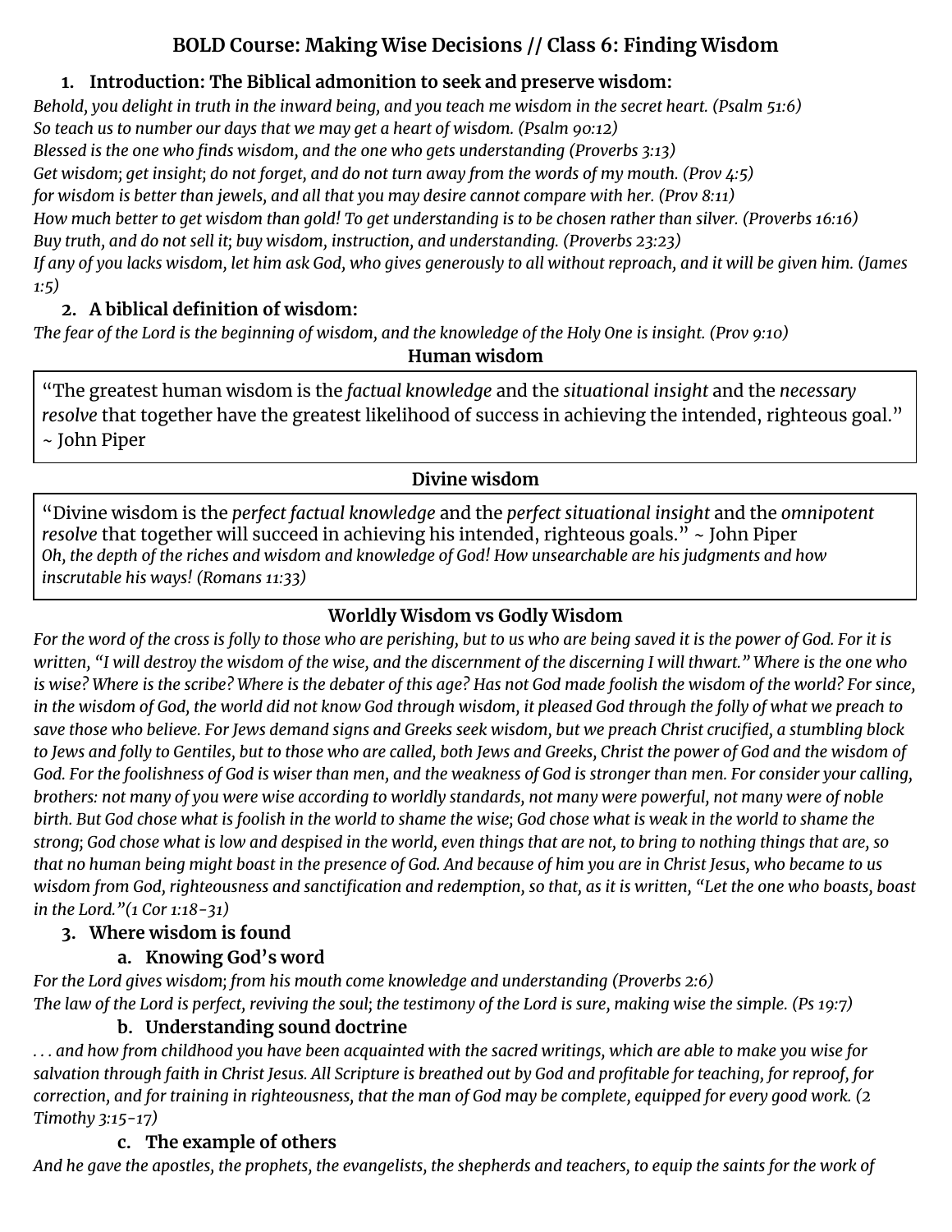# BOLD Course: Making Wise Decisions // Class 6: Finding Wisdom

## 1. Introduction: The Biblical admonition to seek and preserve wisdom:

*Behold, you delight in truth in the inward being, and you teach me wisdom in the secret heart. (Psalm 51:6)*
*So teach us to number our days that we may get a heart of wisdom. (Psalm 90:12)*
*Blessed is the one who finds wisdom, and the one who gets understanding (Proverbs 3:13)*
*Get wisdom; get insight; do not forget, and do not turn away from the words of my mouth. (Prov 4:5)*
*for wisdom is better than jewels, and all that you may desire cannot compare with her. (Prov 8:11)*
*How much better to get wisdom than gold! To get understanding is to be chosen rather than silver. (Proverbs 16:16)*
*Buy truth, and do not sell it; buy wisdom, instruction, and understanding. (Proverbs 23:23)*
*If any of you lacks wisdom, let him ask God, who gives generously to all without reproach, and it will be given him. (James 1:5)*

## 2. A biblical definition of wisdom:

*The fear of the Lord is the beginning of wisdom, and the knowledge of the Holy One is insight. (Prov 9:10)*

**Human wisdom**

"The greatest human wisdom is the *factual knowledge* and the *situational insight* and the *necessary resolve* that together have the greatest likelihood of success in achieving the intended, righteous goal." ~ John Piper

**Divine wisdom**

"Divine wisdom is the *perfect factual knowledge* and the *perfect situational insight* and the *omnipotent resolve* that together will succeed in achieving his intended, righteous goals." ~ John Piper
*Oh, the depth of the riches and wisdom and knowledge of God! How unsearchable are his judgments and how inscrutable his ways! (Romans 11:33)*

**Worldly Wisdom vs Godly Wisdom**

*For the word of the cross is folly to those who are perishing, but to us who are being saved it is the power of God. For it is written, "I will destroy the wisdom of the wise, and the discernment of the discerning I will thwart." Where is the one who is wise? Where is the scribe? Where is the debater of this age? Has not God made foolish the wisdom of the world? For since, in the wisdom of God, the world did not know God through wisdom, it pleased God through the folly of what we preach to save those who believe. For Jews demand signs and Greeks seek wisdom, but we preach Christ crucified, a stumbling block to Jews and folly to Gentiles, but to those who are called, both Jews and Greeks, Christ the power of God and the wisdom of God. For the foolishness of God is wiser than men, and the weakness of God is stronger than men. For consider your calling, brothers: not many of you were wise according to worldly standards, not many were powerful, not many were of noble birth. But God chose what is foolish in the world to shame the wise; God chose what is weak in the world to shame the strong; God chose what is low and despised in the world, even things that are not, to bring to nothing things that are, so that no human being might boast in the presence of God. And because of him you are in Christ Jesus, who became to us wisdom from God, righteousness and sanctification and redemption, so that, as it is written, "Let the one who boasts, boast in the Lord."(1 Cor 1:18-31)*

## 3. Where wisdom is found

### a. Knowing God's word

*For the Lord gives wisdom; from his mouth come knowledge and understanding (Proverbs 2:6)*
*The law of the Lord is perfect, reviving the soul; the testimony of the Lord is sure, making wise the simple. (Ps 19:7)*

### b. Understanding sound doctrine

*. . . and how from childhood you have been acquainted with the sacred writings, which are able to make you wise for salvation through faith in Christ Jesus. All Scripture is breathed out by God and profitable for teaching, for reproof, for correction, and for training in righteousness, that the man of God may be complete, equipped for every good work. (2 Timothy 3:15-17)*

### c. The example of others

*And he gave the apostles, the prophets, the evangelists, the shepherds and teachers, to equip the saints for the work of*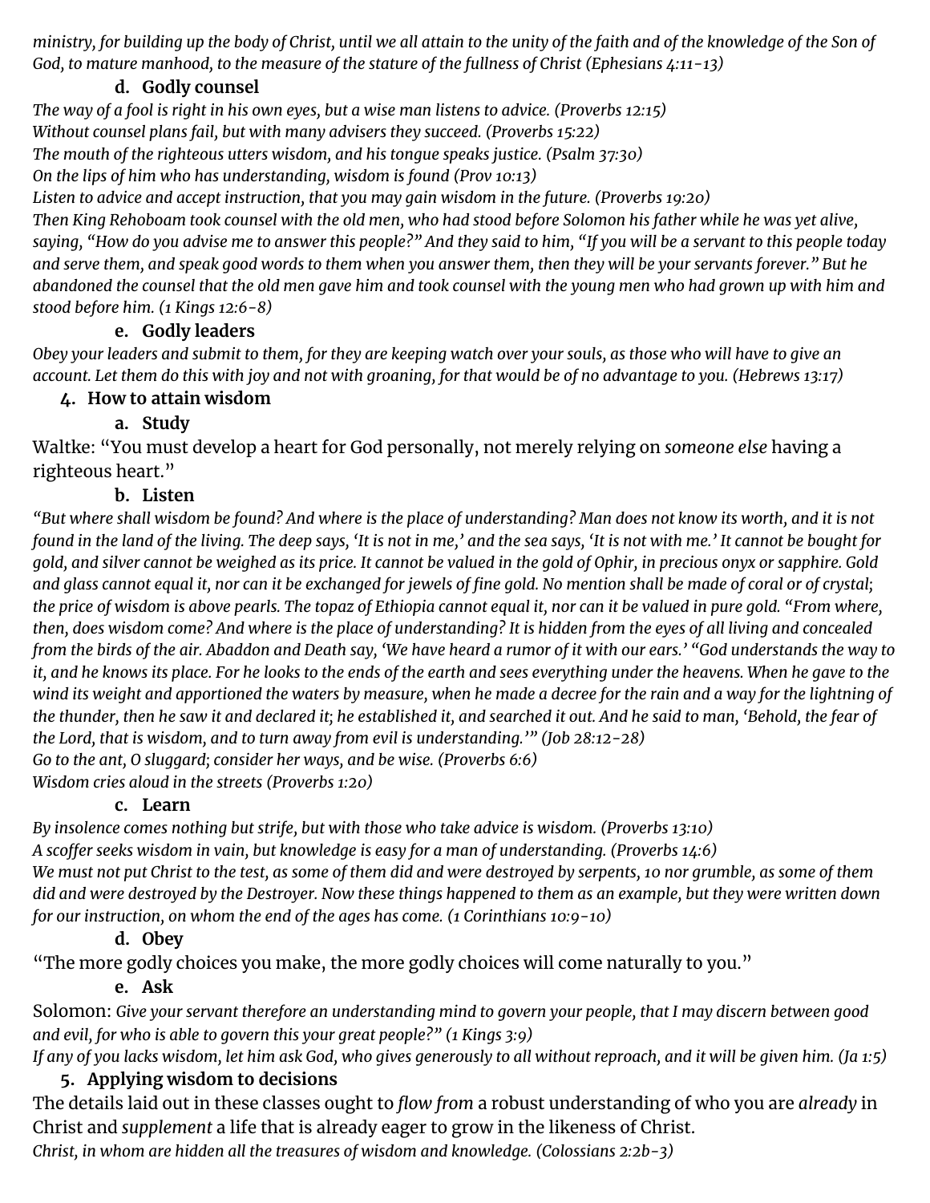*ministry, for building up the body of Christ, until we all attain to the unity of the faith and of the knowledge of the Son of God, to mature manhood, to the measure of the stature of the fullness of Christ (Ephesians 4:11-13)*

**d. Godly counsel**

*The way of a fool is right in his own eyes, but a wise man listens to advice. (Proverbs 12:15)*
*Without counsel plans fail, but with many advisers they succeed. (Proverbs 15:22)*
*The mouth of the righteous utters wisdom, and his tongue speaks justice. (Psalm 37:30)*
*On the lips of him who has understanding, wisdom is found (Prov 10:13)*
*Listen to advice and accept instruction, that you may gain wisdom in the future. (Proverbs 19:20)*
*Then King Rehoboam took counsel with the old men, who had stood before Solomon his father while he was yet alive, saying, "How do you advise me to answer this people?" And they said to him, "If you will be a servant to this people today and serve them, and speak good words to them when you answer them, then they will be your servants forever." But he abandoned the counsel that the old men gave him and took counsel with the young men who had grown up with him and stood before him. (1 Kings 12:6-8)*

**e. Godly leaders**

*Obey your leaders and submit to them, for they are keeping watch over your souls, as those who will have to give an account. Let them do this with joy and not with groaning, for that would be of no advantage to you. (Hebrews 13:17)*

**4. How to attain wisdom**

**a. Study**

Waltke: "You must develop a heart for God personally, not merely relying on *someone else* having a righteous heart."

**b. Listen**

*"But where shall wisdom be found? And where is the place of understanding? Man does not know its worth, and it is not found in the land of the living. The deep says, 'It is not in me,' and the sea says, 'It is not with me.' It cannot be bought for gold, and silver cannot be weighed as its price. It cannot be valued in the gold of Ophir, in precious onyx or sapphire. Gold and glass cannot equal it, nor can it be exchanged for jewels of fine gold. No mention shall be made of coral or of crystal; the price of wisdom is above pearls. The topaz of Ethiopia cannot equal it, nor can it be valued in pure gold. "From where, then, does wisdom come? And where is the place of understanding? It is hidden from the eyes of all living and concealed from the birds of the air. Abaddon and Death say, 'We have heard a rumor of it with our ears.' "God understands the way to it, and he knows its place. For he looks to the ends of the earth and sees everything under the heavens. When he gave to the wind its weight and apportioned the waters by measure, when he made a decree for the rain and a way for the lightning of the thunder, then he saw it and declared it; he established it, and searched it out. And he said to man, 'Behold, the fear of the Lord, that is wisdom, and to turn away from evil is understanding.'" (Job 28:12-28)*
*Go to the ant, O sluggard; consider her ways, and be wise. (Proverbs 6:6)*
*Wisdom cries aloud in the streets (Proverbs 1:20)*

**c. Learn**

*By insolence comes nothing but strife, but with those who take advice is wisdom. (Proverbs 13:10)*
*A scoffer seeks wisdom in vain, but knowledge is easy for a man of understanding. (Proverbs 14:6)*
*We must not put Christ to the test, as some of them did and were destroyed by serpents, 10 nor grumble, as some of them did and were destroyed by the Destroyer. Now these things happened to them as an example, but they were written down for our instruction, on whom the end of the ages has come. (1 Corinthians 10:9-10)*

**d. Obey**

"The more godly choices you make, the more godly choices will come naturally to you."

**e. Ask**

Solomon: *Give your servant therefore an understanding mind to govern your people, that I may discern between good and evil, for who is able to govern this your great people?" (1 Kings 3:9)*
*If any of you lacks wisdom, let him ask God, who gives generously to all without reproach, and it will be given him. (Ja 1:5)*

**5. Applying wisdom to decisions**

The details laid out in these classes ought to *flow from* a robust understanding of who you are *already* in Christ and *supplement* a life that is already eager to grow in the likeness of Christ.
*Christ, in whom are hidden all the treasures of wisdom and knowledge. (Colossians 2:2b-3)*